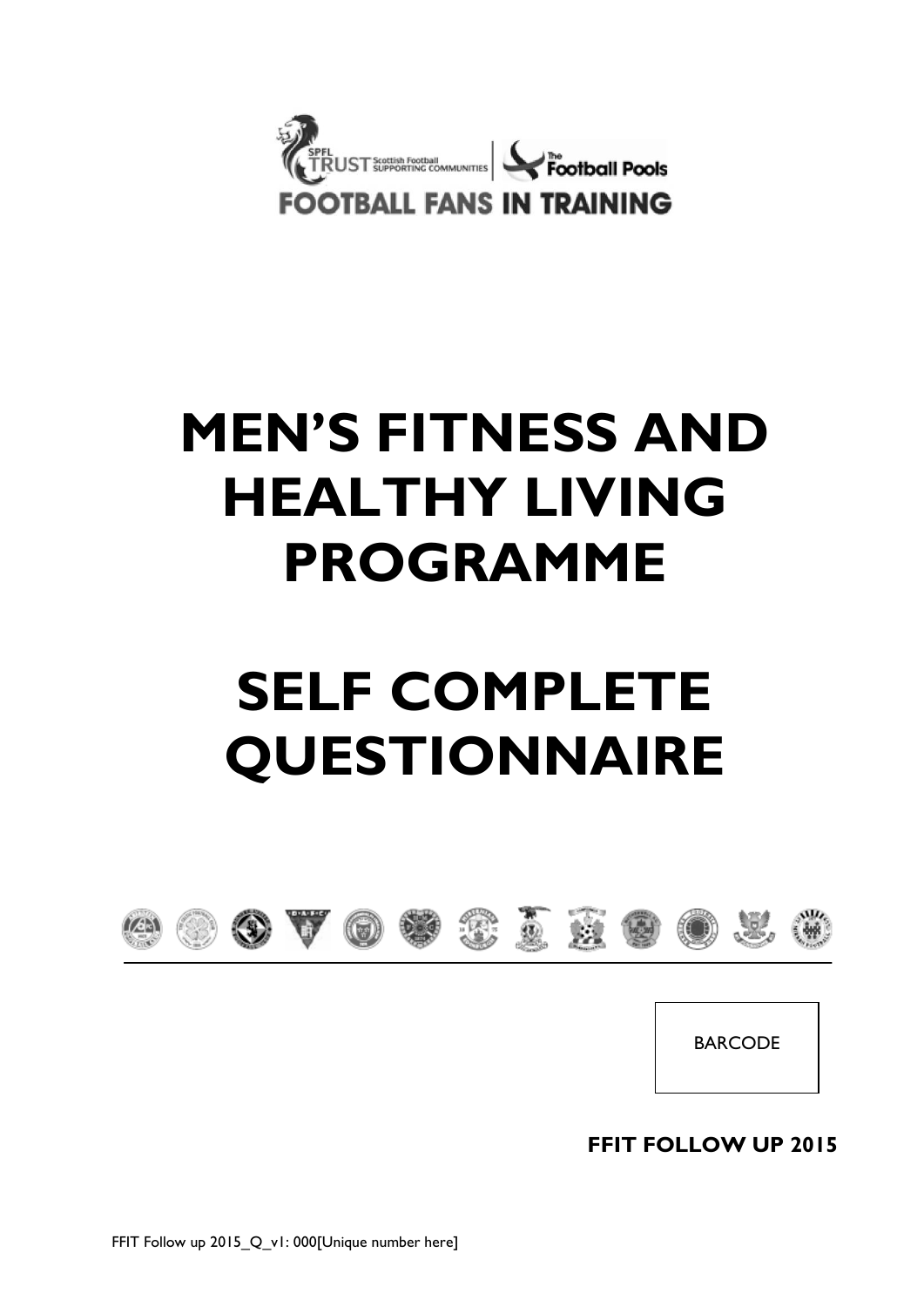SPFL TRUST Scottish Football SUPPORTING COMMUNITIES | The Football Pools

FOOTBALL FANS IN TRAINING

# MEN'S FITNESS AND HEALTHY LIVING PROGRAMME

# SELF COMPLETE QUESTIONNAIRE

BARCODE

**FFIT FOLLOW UP 2015**

FFIT Follow up 2015_Q_v1: 000[Unique number here]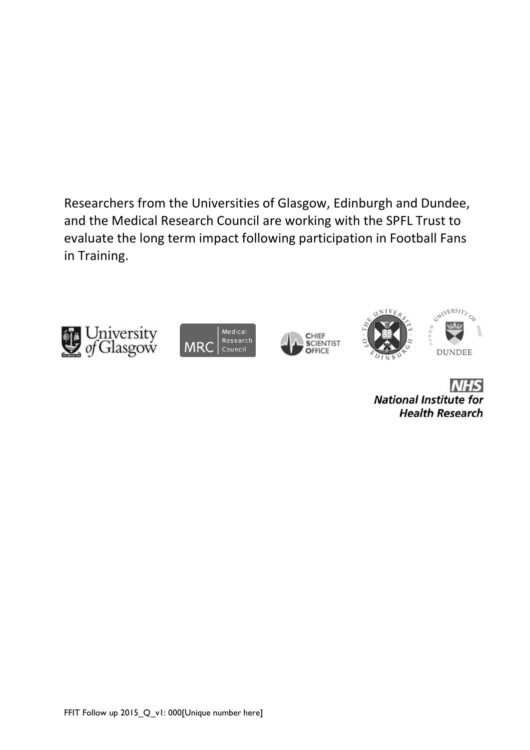Researchers from the Universities of Glasgow, Edinburgh and Dundee, and the Medical Research Council are working with the SPFL Trust to evaluate the long term impact following participation in Football Fans in Training.

FFIT Follow up 2015_Q_v1: 000[Unique number here]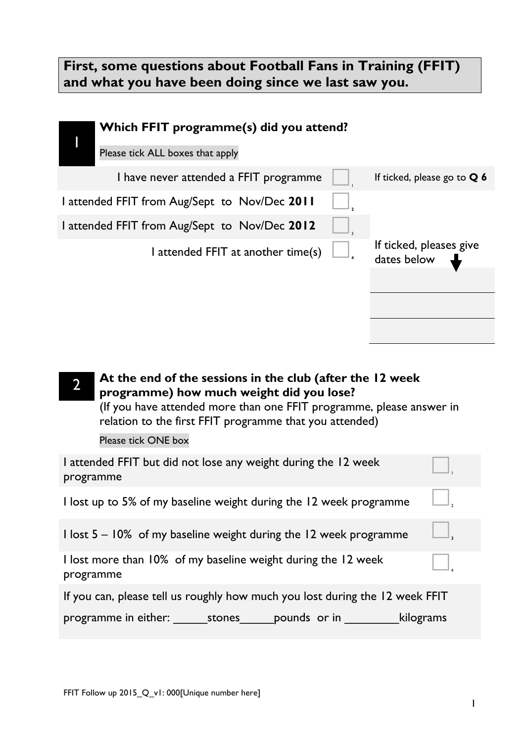## First, some questions about Football Fans in Training (FFIT) and what you have been doing since we last saw you.

### 1 Which FFIT programme(s) did you attend?

Please tick ALL boxes that apply

| | | |
|---|---|---|
| I have never attended a FFIT programme | ☐ 1 | If ticked, please go to **Q 6** |
| I attended FFIT from Aug/Sept to Nov/Dec **2011** | ☐ 2 | |
| I attended FFIT from Aug/Sept to Nov/Dec **2012** | ☐ 3 | |
| I attended FFIT at another time(s) | ☐ 4 | If ticked, pleases give dates below ⬇ |

_______________

_______________

_______________

### 2 At the end of the sessions in the club (after the 12 week programme) how much weight did you lose?

(If you have attended more than one FFIT programme, please answer in relation to the first FFIT programme that you attended)

Please tick ONE box

| | |
|---|---|
| I attended FFIT but did not lose any weight during the 12 week programme | ☐ 1 |
| I lost up to 5% of my baseline weight during the 12 week programme | ☐ 2 |
| I lost 5 – 10% of my baseline weight during the 12 week programme | ☐ 3 |
| I lost more than 10% of my baseline weight during the 12 week programme | ☐ 4 |

If you can, please tell us roughly how much you lost during the 12 week FFIT programme in either: _____stones_____pounds or in ________kilograms

FFIT Follow up 2015_Q_v1: 000[Unique number here]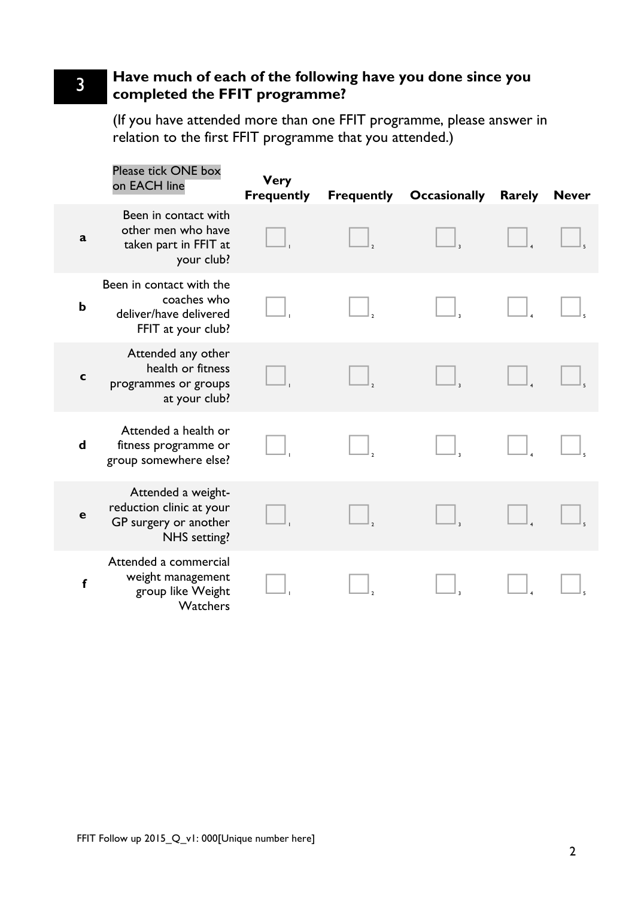**3** **Have much of each of the following have you done since you completed the FFIT programme?**

(If you have attended more than one FFIT programme, please answer in relation to the first FFIT programme that you attended.)

| | Please tick ONE box on EACH line | Very Frequently | Frequently | Occasionally | Rarely | Never |
|---|---|---|---|---|---|---|
| **a** | Been in contact with other men who have taken part in FFIT at your club? | ☐ 1 | ☐ 2 | ☐ 3 | ☐ 4 | ☐ 5 |
| **b** | Been in contact with the coaches who deliver/have delivered FFIT at your club? | ☐ 1 | ☐ 2 | ☐ 3 | ☐ 4 | ☐ 5 |
| **c** | Attended any other health or fitness programmes or groups at your club? | ☐ 1 | ☐ 2 | ☐ 3 | ☐ 4 | ☐ 5 |
| **d** | Attended a health or fitness programme or group somewhere else? | ☐ 1 | ☐ 2 | ☐ 3 | ☐ 4 | ☐ 5 |
| **e** | Attended a weight-reduction clinic at your GP surgery or another NHS setting? | ☐ 1 | ☐ 2 | ☐ 3 | ☐ 4 | ☐ 5 |
| **f** | Attended a commercial weight management group like Weight Watchers | ☐ 1 | ☐ 2 | ☐ 3 | ☐ 4 | ☐ 5 |

FFIT Follow up 2015_Q_v1: 000[Unique number here]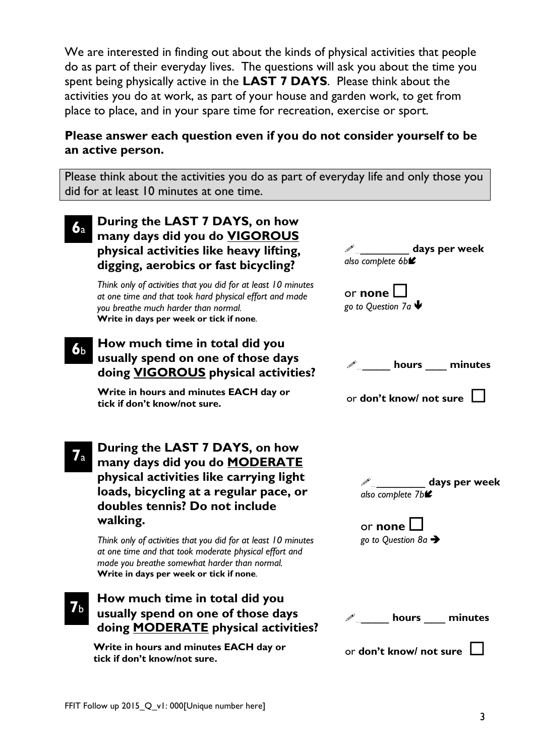We are interested in finding out about the kinds of physical activities that people do as part of their everyday lives. The questions will ask you about the time you spent being physically active in the **LAST 7 DAYS**. Please think about the activities you do at work, as part of your house and garden work, to get from place to place, and in your spare time for recreation, exercise or sport.

**Please answer each question even if you do not consider yourself to be an active person.**

Please think about the activities you do as part of everyday life and only those you did for at least 10 minutes at one time.

**6a During the LAST 7 DAYS, on how many days did you do VIGOROUS physical activities like heavy lifting, digging, aerobics or fast bicycling?**

*Think only of activities that you did for at least 10 minutes at one time and that took hard physical effort and made you breathe much harder than normal.*
**Write in days per week or tick if none**.

_________ **days per week**
*also complete 6b*

or **none** ☐
*go to Question 7a*

**6b How much time in total did you usually spend on one of those days doing VIGOROUS physical activities?**

**Write in hours and minutes EACH day or tick if don't know/not sure.**

_____ **hours** ____ **minutes**

or **don't know/ not sure** ☐

**7a During the LAST 7 DAYS, on how many days did you do MODERATE physical activities like carrying light loads, bicycling at a regular pace, or doubles tennis? Do not include walking.**

*Think only of activities that you did for at least 10 minutes at one time and that took moderate physical effort and made you breathe somewhat harder than normal.*
**Write in days per week or tick if none**.

_________ **days per week**
*also complete 7b*

or **none** ☐
*go to Question 8a*

**7b How much time in total did you usually spend on one of those days doing MODERATE physical activities?**

**Write in hours and minutes EACH day or tick if don't know/not sure.**

_____ **hours** ____ **minutes**

or **don't know/ not sure** ☐

FFIT Follow up 2015_Q_v1: 000[Unique number here]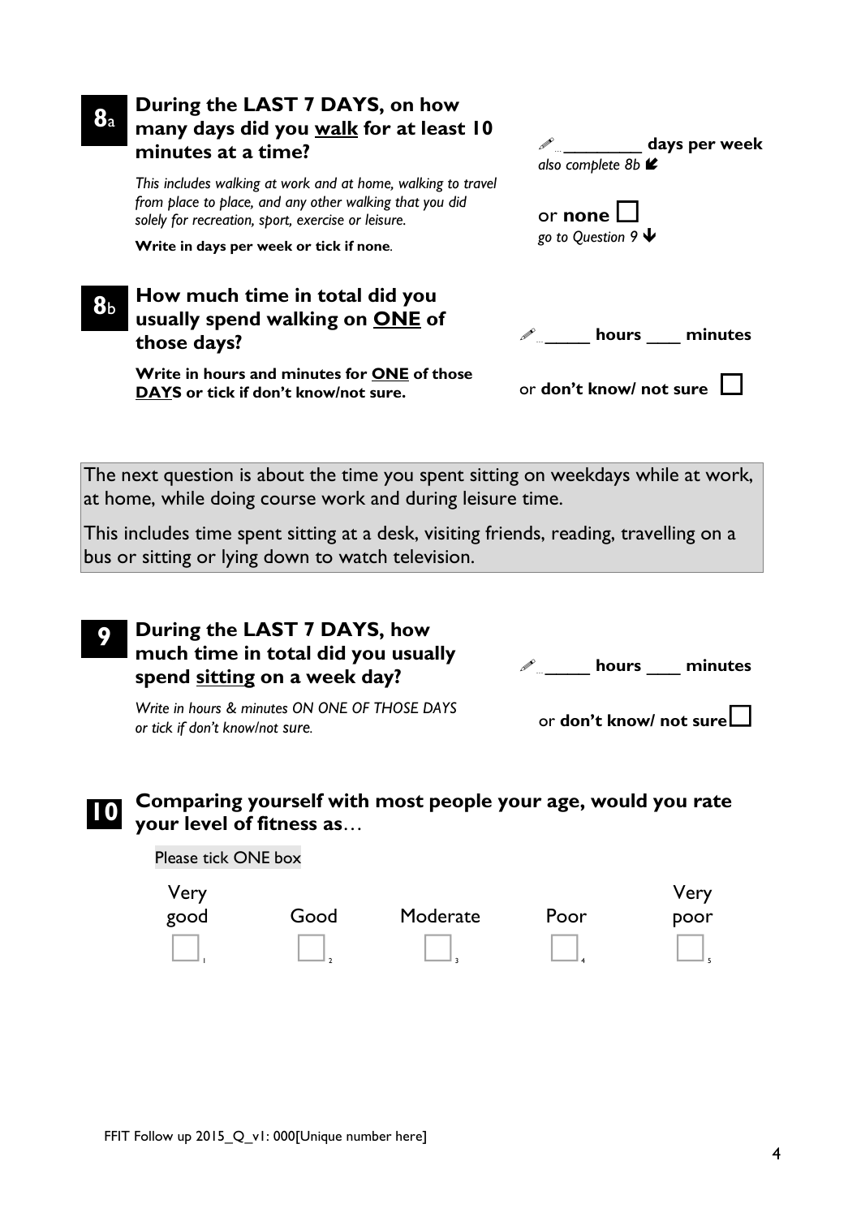**8a** **During the LAST 7 DAYS, on how many days did you <u>walk</u> for at least 10 minutes at a time?**

*This includes walking at work and at home, walking to travel from place to place, and any other walking that you did solely for recreation, sport, exercise or leisure.*

**Write in days per week or tick if none**.

✎ ________ **days per week**
*also complete 8b*

or **none** ☐
*go to Question 9*

**8b** **How much time in total did you usually spend walking on <u>ONE</u> of those days?**

**Write in hours and minutes for <u>ONE</u> of those <u>DAYS</u> or tick if don't know/not sure.**

✎ _____ **hours** ____ **minutes**

or **don't know/ not sure** ☐

The next question is about the time you spent sitting on weekdays while at work, at home, while doing course work and during leisure time.

This includes time spent sitting at a desk, visiting friends, reading, travelling on a bus or sitting or lying down to watch television.

**9** **During the LAST 7 DAYS, how much time in total did you usually spend <u>sitting</u> on a week day?**

*Write in hours & minutes ON ONE OF THOSE DAYS or tick if don't know/not sure.*

✎ _____ **hours** ____ **minutes**

or **don't know/ not sure** ☐

**10** **Comparing yourself with most people your age, would you rate your level of fitness as…**

Please tick ONE box

| Very good | Good | Moderate | Poor | Very poor |
|---|---|---|---|---|
| ☐ 1 | ☐ 2 | ☐ 3 | ☐ 4 | ☐ 5 |

FFIT Follow up 2015_Q_v1: 000[Unique number here]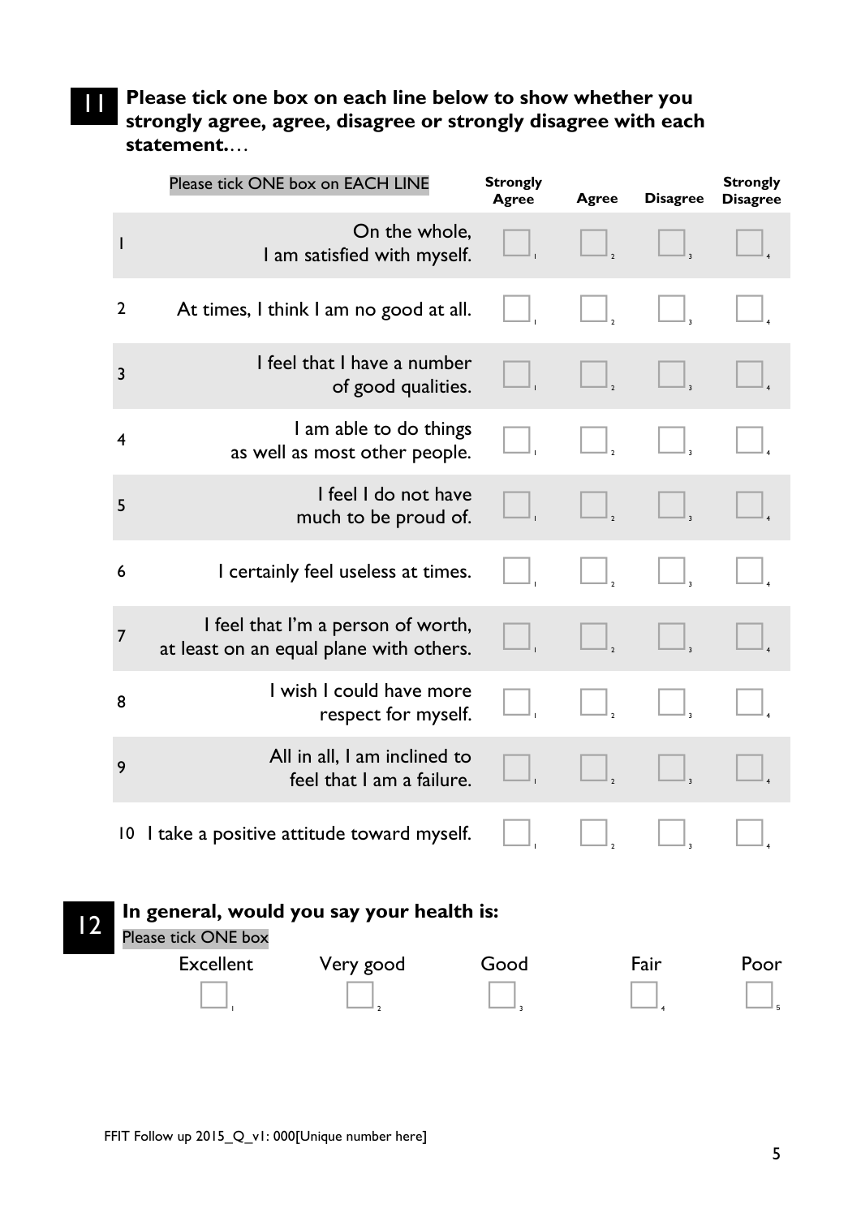**11** **Please tick one box on each line below to show whether you strongly agree, agree, disagree or strongly disagree with each statement.**…

| | Please tick ONE box on EACH LINE | Strongly Agree | Agree | Disagree | Strongly Disagree |
|---|---|---|---|---|---|
| 1 | On the whole, I am satisfied with myself. | ☐ 1 | ☐ 2 | ☐ 3 | ☐ 4 |
| 2 | At times, I think I am no good at all. | ☐ 1 | ☐ 2 | ☐ 3 | ☐ 4 |
| 3 | I feel that I have a number of good qualities. | ☐ 1 | ☐ 2 | ☐ 3 | ☐ 4 |
| 4 | I am able to do things as well as most other people. | ☐ 1 | ☐ 2 | ☐ 3 | ☐ 4 |
| 5 | I feel I do not have much to be proud of. | ☐ 1 | ☐ 2 | ☐ 3 | ☐ 4 |
| 6 | I certainly feel useless at times. | ☐ 1 | ☐ 2 | ☐ 3 | ☐ 4 |
| 7 | I feel that I'm a person of worth, at least on an equal plane with others. | ☐ 1 | ☐ 2 | ☐ 3 | ☐ 4 |
| 8 | I wish I could have more respect for myself. | ☐ 1 | ☐ 2 | ☐ 3 | ☐ 4 |
| 9 | All in all, I am inclined to feel that I am a failure. | ☐ 1 | ☐ 2 | ☐ 3 | ☐ 4 |
| 10 | I take a positive attitude toward myself. | ☐ 1 | ☐ 2 | ☐ 3 | ☐ 4 |

**12** **In general, would you say your health is:**

Please tick ONE box

| Excellent | Very good | Good | Fair | Poor |
|---|---|---|---|---|
| ☐ 1 | ☐ 2 | ☐ 3 | ☐ 4 | ☐ 5 |

FFIT Follow up 2015_Q_v1: 000[Unique number here]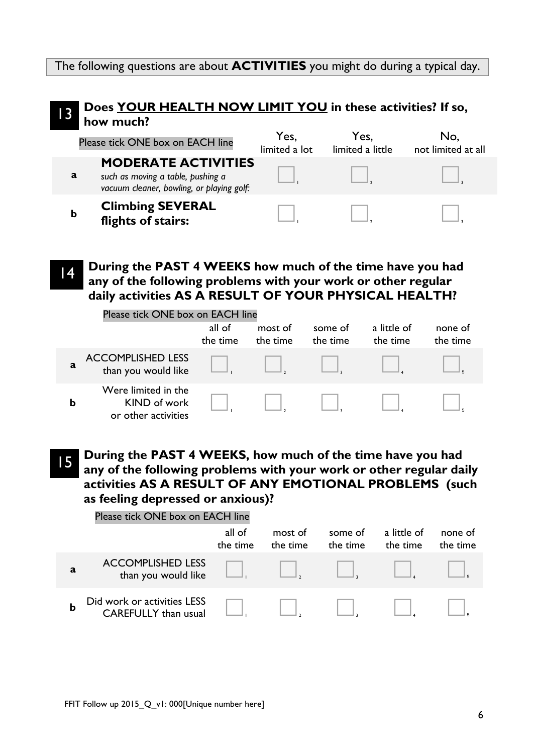The following questions are about **ACTIVITIES** you might do during a typical day.

## 13 Does YOUR HEALTH NOW LIMIT YOU in these activities? If so, how much?

Please tick ONE box on EACH line

| | | Yes, limited a lot | Yes, limited a little | No, not limited at all |
|---|---|---|---|---|
| **a** | **MODERATE ACTIVITIES** *such as moving a table, pushing a vacuum cleaner, bowling, or playing golf:* | ☐ 1 | ☐ 2 | ☐ 3 |
| **b** | **Climbing SEVERAL flights of stairs:** | ☐ 1 | ☐ 2 | ☐ 3 |

## 14 During the PAST 4 WEEKS how much of the time have you had any of the following problems with your work or other regular daily activities AS A RESULT OF YOUR PHYSICAL HEALTH?

Please tick ONE box on EACH line

| | | all of the time | most of the time | some of the time | a little of the time | none of the time |
|---|---|---|---|---|---|---|
| **a** | ACCOMPLISHED LESS than you would like | ☐ 1 | ☐ 2 | ☐ 3 | ☐ 4 | ☐ 5 |
| **b** | Were limited in the KIND of work or other activities | ☐ 1 | ☐ 2 | ☐ 3 | ☐ 4 | ☐ 5 |

## 15 During the PAST 4 WEEKS, how much of the time have you had any of the following problems with your work or other regular daily activities AS A RESULT OF ANY EMOTIONAL PROBLEMS (such as feeling depressed or anxious)?

Please tick ONE box on EACH line

| | | all of the time | most of the time | some of the time | a little of the time | none of the time |
|---|---|---|---|---|---|---|
| **a** | ACCOMPLISHED LESS than you would like | ☐ 1 | ☐ 2 | ☐ 3 | ☐ 4 | ☐ 5 |
| **b** | Did work or activities LESS CAREFULLY than usual | ☐ 1 | ☐ 2 | ☐ 3 | ☐ 4 | ☐ 5 |

FFIT Follow up 2015_Q_v1: 000[Unique number here]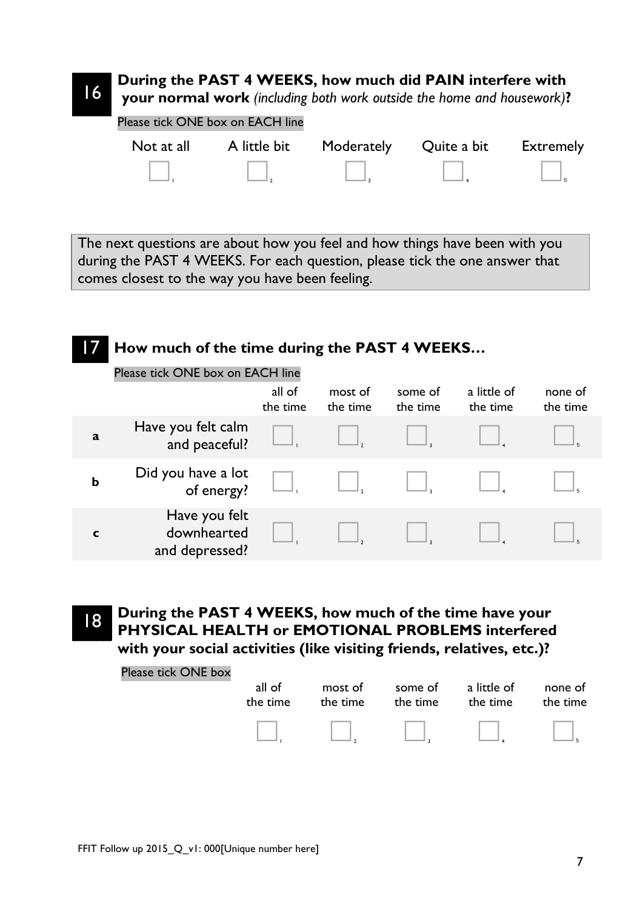## 16 During the PAST 4 WEEKS, how much did PAIN interfere with your normal work *(including both work outside the home and housework)*?

Please tick ONE box on EACH line

| Not at all | A little bit | Moderately | Quite a bit | Extremely |
|---|---|---|---|---|
| ☐ 1 | ☐ 2 | ☐ 3 | ☐ 4 | ☐ 5 |

The next questions are about how you feel and how things have been with you during the PAST 4 WEEKS. For each question, please tick the one answer that comes closest to the way you have been feeling.

## 17 How much of the time during the PAST 4 WEEKS…

Please tick ONE box on EACH line

| | | all of the time | most of the time | some of the time | a little of the time | none of the time |
|---|---|---|---|---|---|---|
| a | Have you felt calm and peaceful? | ☐ 1 | ☐ 2 | ☐ 3 | ☐ 4 | ☐ 5 |
| b | Did you have a lot of energy? | ☐ 1 | ☐ 2 | ☐ 3 | ☐ 4 | ☐ 5 |
| c | Have you felt downhearted and depressed? | ☐ 1 | ☐ 2 | ☐ 3 | ☐ 4 | ☐ 5 |

## 18 During the PAST 4 WEEKS, how much of the time have your PHYSICAL HEALTH or EMOTIONAL PROBLEMS interfered with your social activities (like visiting friends, relatives, etc.)?

Please tick ONE box

| all of the time | most of the time | some of the time | a little of the time | none of the time |
|---|---|---|---|---|
| ☐ 1 | ☐ 2 | ☐ 3 | ☐ 4 | ☐ 5 |

FFIT Follow up 2015_Q_v1: 000[Unique number here]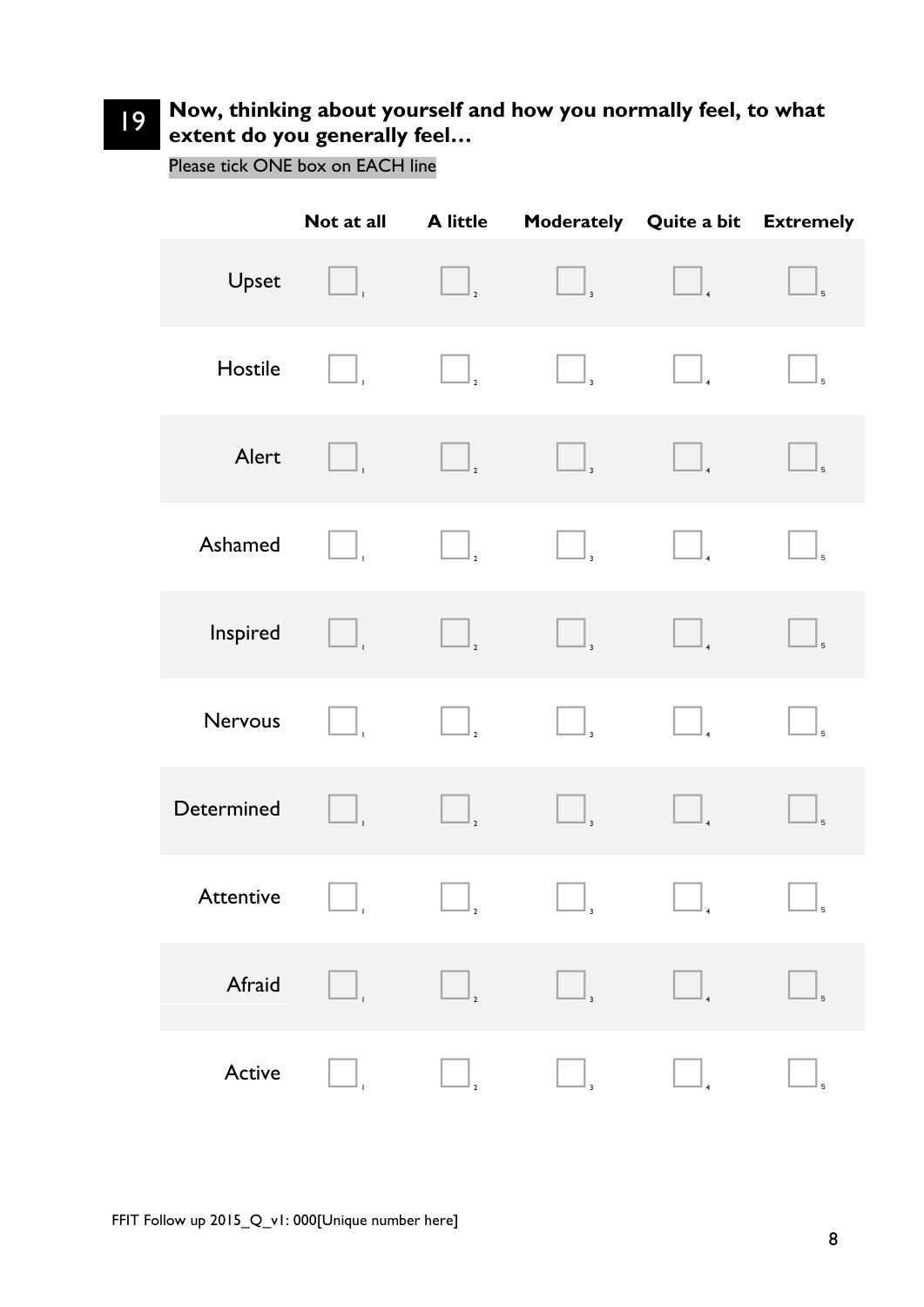## 19 Now, thinking about yourself and how you normally feel, to what extent do you generally feel…

Please tick ONE box on EACH line

| | Not at all | A little | Moderately | Quite a bit | Extremely |
|---|---|---|---|---|---|
| Upset | ☐ 1 | ☐ 2 | ☐ 3 | ☐ 4 | ☐ 5 |
| Hostile | ☐ 1 | ☐ 2 | ☐ 3 | ☐ 4 | ☐ 5 |
| Alert | ☐ 1 | ☐ 2 | ☐ 3 | ☐ 4 | ☐ 5 |
| Ashamed | ☐ 1 | ☐ 2 | ☐ 3 | ☐ 4 | ☐ 5 |
| Inspired | ☐ 1 | ☐ 2 | ☐ 3 | ☐ 4 | ☐ 5 |
| Nervous | ☐ 1 | ☐ 2 | ☐ 3 | ☐ 4 | ☐ 5 |
| Determined | ☐ 1 | ☐ 2 | ☐ 3 | ☐ 4 | ☐ 5 |
| Attentive | ☐ 1 | ☐ 2 | ☐ 3 | ☐ 4 | ☐ 5 |
| Afraid | ☐ 1 | ☐ 2 | ☐ 3 | ☐ 4 | ☐ 5 |
| Active | ☐ 1 | ☐ 2 | ☐ 3 | ☐ 4 | ☐ 5 |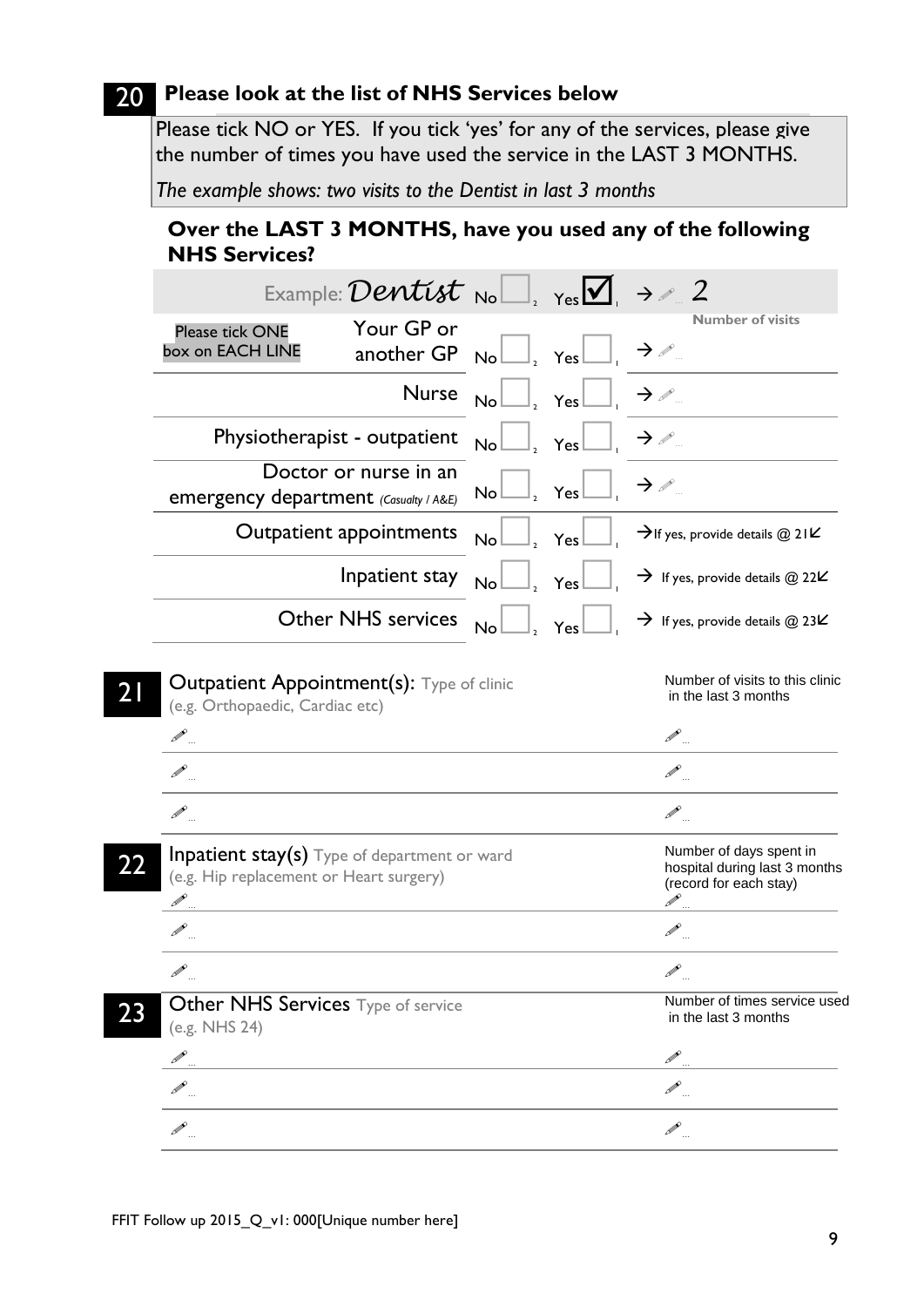## 20 Please look at the list of NHS Services below

Please tick NO or YES. If you tick 'yes' for any of the services, please give the number of times you have used the service in the LAST 3 MONTHS.

*The example shows: two visits to the Dentist in last 3 months*

**Over the LAST 3 MONTHS, have you used any of the following NHS Services?**

| | | | |
|---|---|---|---|
| Example: *Dentist* | No ☐ 2 | Yes ☑ 1 | → 2 |
| Please tick ONE box on EACH LINE | | | Number of visits |
| Your GP or another GP | No ☐ 2 | Yes ☐ 1 | → |
| Nurse | No ☐ 2 | Yes ☐ 1 | → |
| Physiotherapist - outpatient | No ☐ 2 | Yes ☐ 1 | → |
| Doctor or nurse in an emergency department *(Casualty / A&E)* | No ☐ 2 | Yes ☐ 1 | → |
| Outpatient appointments | No ☐ 2 | Yes ☐ 1 | → If yes, provide details @ 21 |
| Inpatient stay | No ☐ 2 | Yes ☐ 1 | → If yes, provide details @ 22 |
| Other NHS services | No ☐ 2 | Yes ☐ 1 | → If yes, provide details @ 23 |

## 21 Outpatient Appointment(s): Type of clinic

| (e.g. Orthopaedic, Cardiac etc) | Number of visits to this clinic in the last 3 months |
|---|---|
| | |
| | |
| | |

## 22 Inpatient stay(s) Type of department or ward

| (e.g. Hip replacement or Heart surgery) | Number of days spent in hospital during last 3 months (record for each stay) |
|---|---|
| | |
| | |
| | |

## 23 Other NHS Services Type of service

| (e.g. NHS 24) | Number of times service used in the last 3 months |
|---|---|
| | |
| | |
| | |

FFIT Follow up 2015_Q_v1: 000[Unique number here]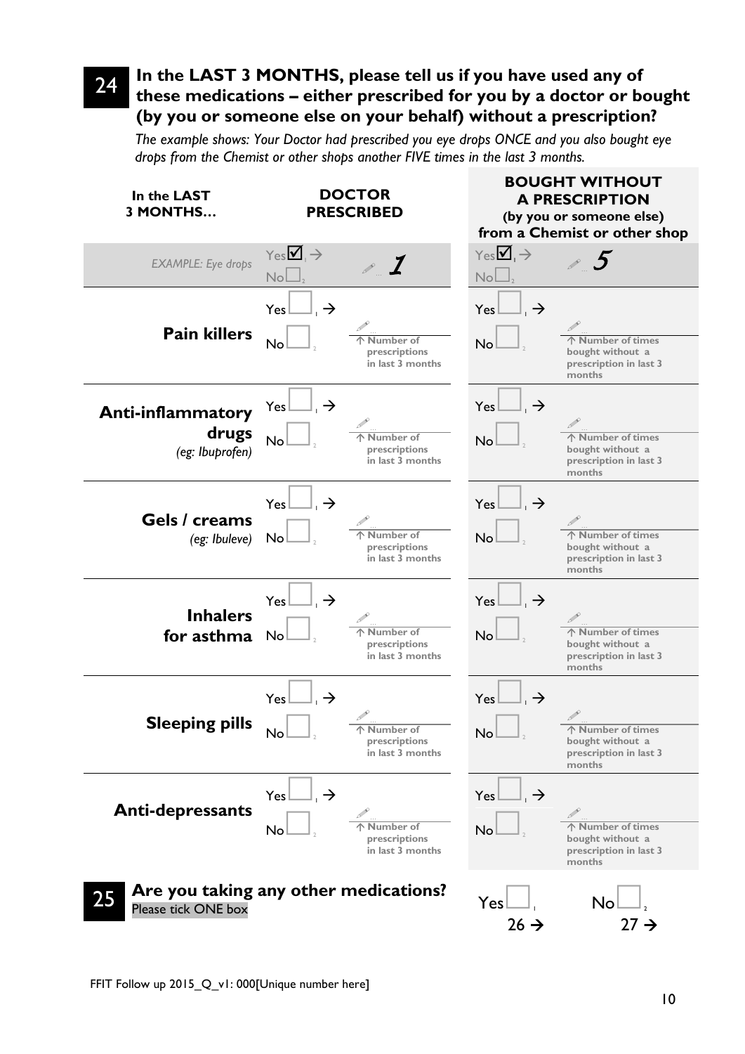**24** **In the LAST 3 MONTHS, please tell us if you have used any of these medications – either prescribed for you by a doctor or bought (by you or someone else on your behalf) without a prescription?**

*The example shows: Your Doctor had prescribed you eye drops ONCE and you also bought eye drops from the Chemist or other shops another FIVE times in the last 3 months.*

| In the LAST 3 MONTHS… | DOCTOR PRESCRIBED | | BOUGHT WITHOUT A PRESCRIPTION (by you or someone else) from a Chemist or other shop | |
|---|---|---|---|---|
| *EXAMPLE: Eye drops* | Yes ☑ 1 → / No ☐ 2 | 1 | Yes ☑ 1 → / No ☐ 2 | 5 |
| **Pain killers** | Yes ☐ 1 → / No ☐ 2 | ↑ Number of prescriptions in last 3 months | Yes ☐ 1 → / No ☐ 2 | ↑ Number of times bought without a prescription in last 3 months |
| **Anti-inflammatory drugs** *(eg: Ibuprofen)* | Yes ☐ 1 → / No ☐ 2 | ↑ Number of prescriptions in last 3 months | Yes ☐ 1 → / No ☐ 2 | ↑ Number of times bought without a prescription in last 3 months |
| **Gels / creams** *(eg: Ibuleve)* | Yes ☐ 1 → / No ☐ 2 | ↑ Number of prescriptions in last 3 months | Yes ☐ 1 → / No ☐ 2 | ↑ Number of times bought without a prescription in last 3 months |
| **Inhalers for asthma** | Yes ☐ 1 → / No ☐ 2 | ↑ Number of prescriptions in last 3 months | Yes ☐ 1 → / No ☐ 2 | ↑ Number of times bought without a prescription in last 3 months |
| **Sleeping pills** | Yes ☐ 1 → / No ☐ 2 | ↑ Number of prescriptions in last 3 months | Yes ☐ 1 → / No ☐ 2 | ↑ Number of times bought without a prescription in last 3 months |
| **Anti-depressants** | Yes ☐ 1 → / No ☐ 2 | ↑ Number of prescriptions in last 3 months | Yes ☐ 1 → / No ☐ 2 | ↑ Number of times bought without a prescription in last 3 months |

**25** **Are you taking any other medications?**

Please tick ONE box

Yes ☐ 1 26 → No ☐ 2 27 →

FFIT Follow up 2015_Q_v1: 000[Unique number here]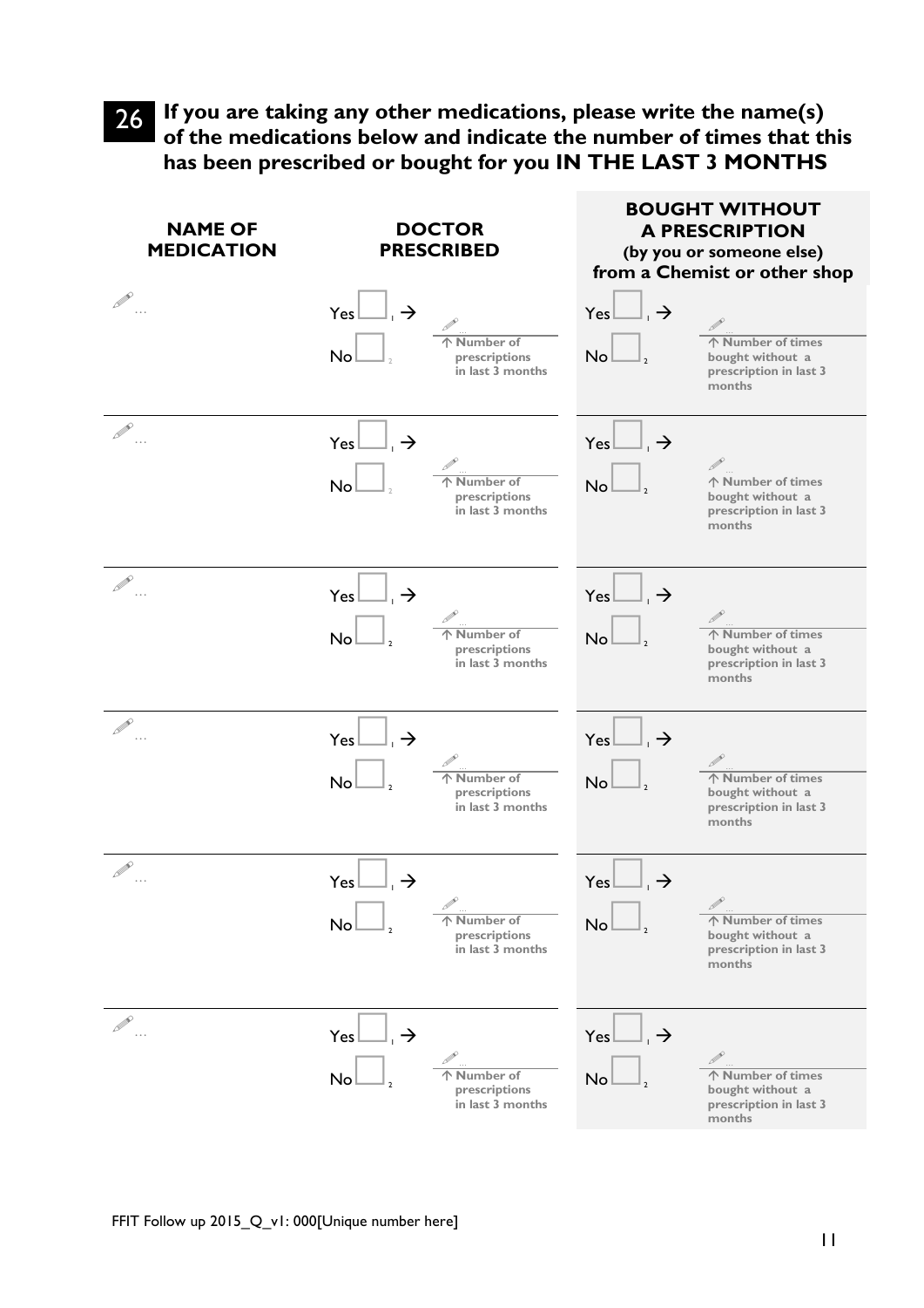**26** **If you are taking any other medications, please write the name(s) of the medications below and indicate the number of times that this has been prescribed or bought for you IN THE LAST 3 MONTHS**

| NAME OF MEDICATION | DOCTOR PRESCRIBED | | BOUGHT WITHOUT A PRESCRIPTION (by you or someone else) from a Chemist or other shop | |
|---|---|---|---|---|
| … | Yes ☐ 1 → No ☐ 2 | … ↑ Number of prescriptions in last 3 months | Yes ☐ 1 → No ☐ 2 | … ↑ Number of times bought without a prescription in last 3 months |
| … | Yes ☐ 1 → No ☐ 2 | … ↑ Number of prescriptions in last 3 months | Yes ☐ 1 → No ☐ 2 | … ↑ Number of times bought without a prescription in last 3 months |
| … | Yes ☐ 1 → No ☐ 2 | … ↑ Number of prescriptions in last 3 months | Yes ☐ 1 → No ☐ 2 | … ↑ Number of times bought without a prescription in last 3 months |
| … | Yes ☐ 1 → No ☐ 2 | … ↑ Number of prescriptions in last 3 months | Yes ☐ 1 → No ☐ 2 | … ↑ Number of times bought without a prescription in last 3 months |
| … | Yes ☐ 1 → No ☐ 2 | … ↑ Number of prescriptions in last 3 months | Yes ☐ 1 → No ☐ 2 | … ↑ Number of times bought without a prescription in last 3 months |
| … | Yes ☐ 1 → No ☐ 2 | … ↑ Number of prescriptions in last 3 months | Yes ☐ 1 → No ☐ 2 | … ↑ Number of times bought without a prescription in last 3 months |

FFIT Follow up 2015_Q_v1: 000[Unique number here]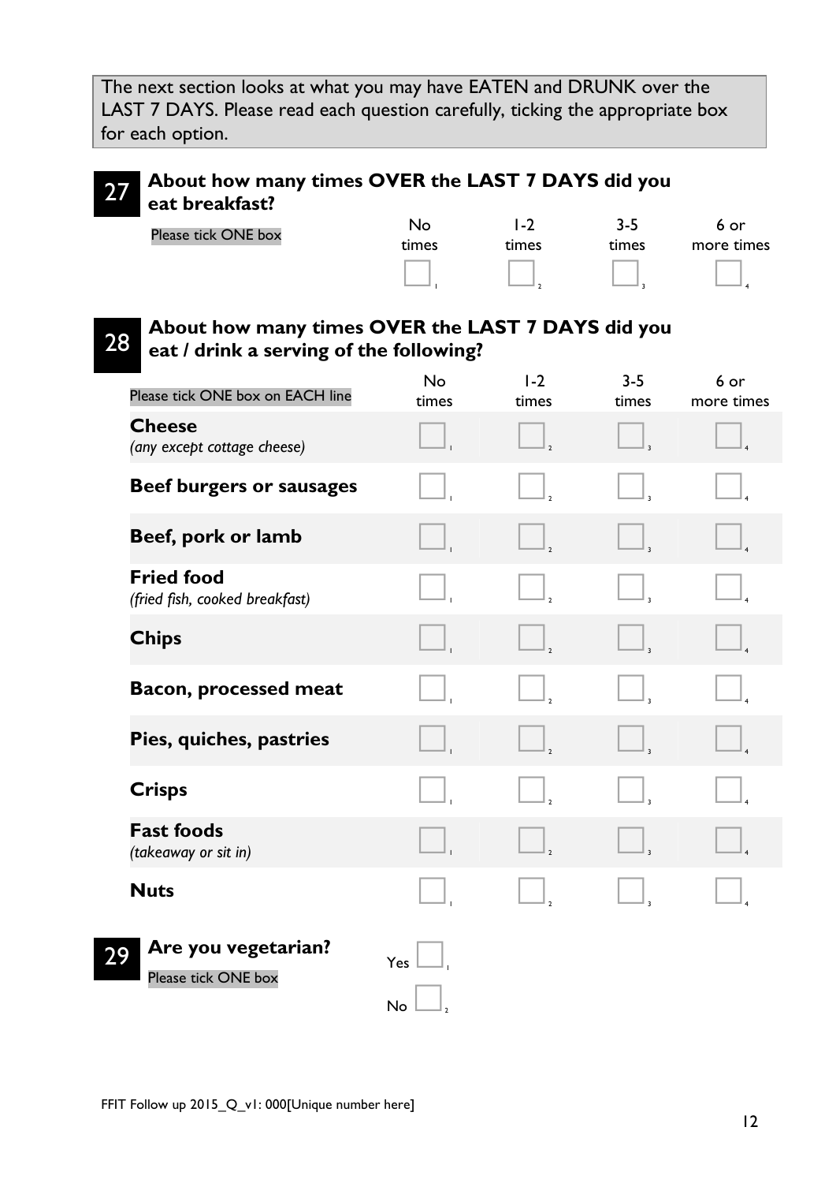The next section looks at what you may have EATEN and DRUNK over the LAST 7 DAYS. Please read each question carefully, ticking the appropriate box for each option.

## 27 About how many times OVER the LAST 7 DAYS did you eat breakfast?

Please tick ONE box

| No times | 1-2 times | 3-5 times | 6 or more times |
|---|---|---|---|
| ☐ 1 | ☐ 2 | ☐ 3 | ☐ 4 |

## 28 About how many times OVER the LAST 7 DAYS did you eat / drink a serving of the following?

| Please tick ONE box on EACH line | No times | 1-2 times | 3-5 times | 6 or more times |
|---|---|---|---|---|
| **Cheese** *(any except cottage cheese)* | ☐ 1 | ☐ 2 | ☐ 3 | ☐ 4 |
| **Beef burgers or sausages** | ☐ 1 | ☐ 2 | ☐ 3 | ☐ 4 |
| **Beef, pork or lamb** | ☐ 1 | ☐ 2 | ☐ 3 | ☐ 4 |
| **Fried food** *(fried fish, cooked breakfast)* | ☐ 1 | ☐ 2 | ☐ 3 | ☐ 4 |
| **Chips** | ☐ 1 | ☐ 2 | ☐ 3 | ☐ 4 |
| **Bacon, processed meat** | ☐ 1 | ☐ 2 | ☐ 3 | ☐ 4 |
| **Pies, quiches, pastries** | ☐ 1 | ☐ 2 | ☐ 3 | ☐ 4 |
| **Crisps** | ☐ 1 | ☐ 2 | ☐ 3 | ☐ 4 |
| **Fast foods** *(takeaway or sit in)* | ☐ 1 | ☐ 2 | ☐ 3 | ☐ 4 |
| **Nuts** | ☐ 1 | ☐ 2 | ☐ 3 | ☐ 4 |

## 29 Are you vegetarian?

Please tick ONE box

Yes ☐ 1

No ☐ 2

FFIT Follow up 2015_Q_v1: 000[Unique number here]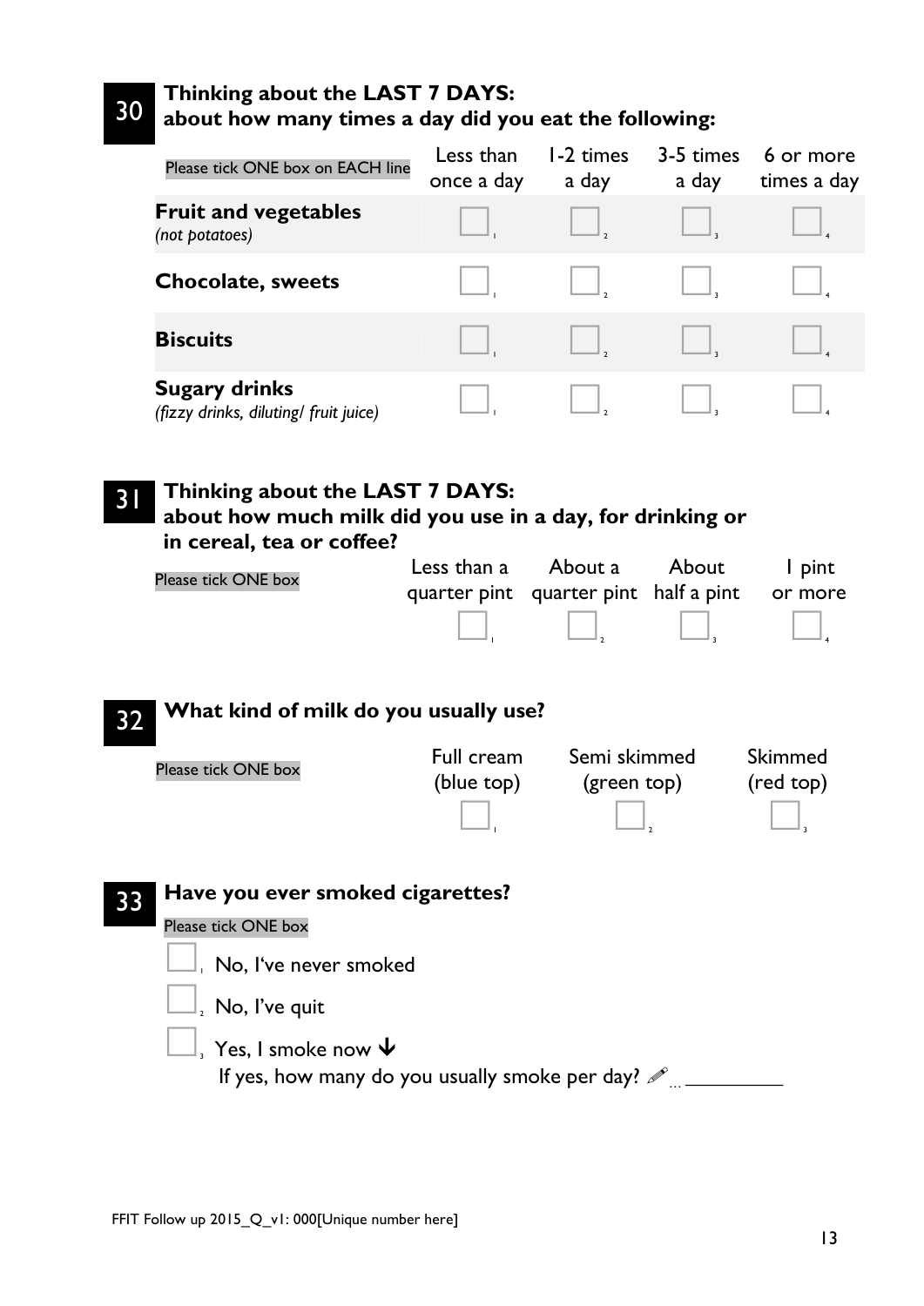## 30 Thinking about the LAST 7 DAYS: about how many times a day did you eat the following:

| Please tick ONE box on EACH line | Less than once a day | 1-2 times a day | 3-5 times a day | 6 or more times a day |
|---|---|---|---|---|
| **Fruit and vegetables** *(not potatoes)* | ☐ 1 | ☐ 2 | ☐ 3 | ☐ 4 |
| **Chocolate, sweets** | ☐ 1 | ☐ 2 | ☐ 3 | ☐ 4 |
| **Biscuits** | ☐ 1 | ☐ 2 | ☐ 3 | ☐ 4 |
| **Sugary drinks** *(fizzy drinks, diluting/ fruit juice)* | ☐ 1 | ☐ 2 | ☐ 3 | ☐ 4 |

## 31 Thinking about the LAST 7 DAYS: about how much milk did you use in a day, for drinking or in cereal, tea or coffee?

| Please tick ONE box | Less than a quarter pint | About a quarter pint | About half a pint | 1 pint or more |
|---|---|---|---|---|
| | ☐ 1 | ☐ 2 | ☐ 3 | ☐ 4 |

## 32 What kind of milk do you usually use?

| Please tick ONE box | Full cream (blue top) | Semi skimmed (green top) | Skimmed (red top) |
|---|---|---|---|
| | ☐ 1 | ☐ 2 | ☐ 3 |

## 33 Have you ever smoked cigarettes?

Please tick ONE box

☐ 1 No, I've never smoked

☐ 2 No, I've quit

☐ 3 Yes, I smoke now ↓

If yes, how many do you usually smoke per day? ✎ ... __________

FFIT Follow up 2015_Q_v1: 000[Unique number here]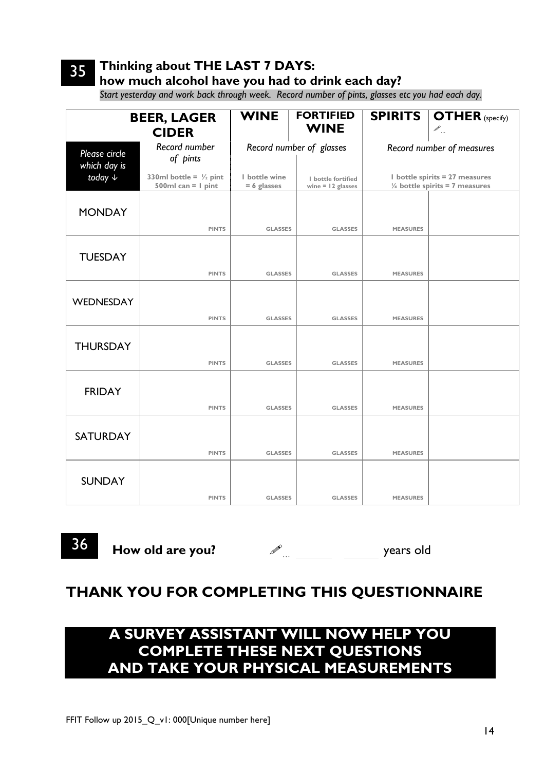**35** **Thinking about THE LAST 7 DAYS: how much alcohol have you had to drink each day?**

*Start yesterday and work back through week. Record number of pints, glasses etc you had each day.*

| | **BEER, LAGER CIDER** | **WINE** | **FORTIFIED WINE** | **SPIRITS** | **OTHER** (specify) ✎... |
|---|---|---|---|---|---|
| *Please circle which day is today* ↓ | *Record number of pints* | *Record number of glasses* | | *Record number of measures* | |
| | **330ml bottle = ½ pint 500ml can = 1 pint** | **1 bottle wine = 6 glasses** | **1 bottle fortified wine = 12 glasses** | **1 bottle spirits = 27 measures ¼ bottle spirits = 7 measures** | |
| MONDAY | PINTS | GLASSES | GLASSES | MEASURES | |
| TUESDAY | PINTS | GLASSES | GLASSES | MEASURES | |
| WEDNESDAY | PINTS | GLASSES | GLASSES | MEASURES | |
| THURSDAY | PINTS | GLASSES | GLASSES | MEASURES | |
| FRIDAY | PINTS | GLASSES | GLASSES | MEASURES | |
| SATURDAY | PINTS | GLASSES | GLASSES | MEASURES | |
| SUNDAY | PINTS | GLASSES | GLASSES | MEASURES | |

**36** **How old are you?** ✎... ______ ______ years old

## THANK YOU FOR COMPLETING THIS QUESTIONNAIRE

## A SURVEY ASSISTANT WILL NOW HELP YOU COMPLETE THESE NEXT QUESTIONS AND TAKE YOUR PHYSICAL MEASUREMENTS

FFIT Follow up 2015_Q_v1: 000[Unique number here]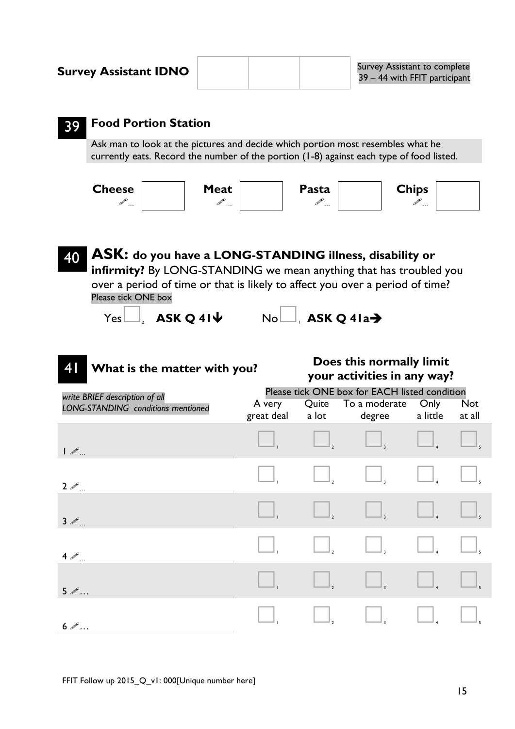**Survey Assistant IDNO** | | | |

Survey Assistant to complete 39 – 44 with FFIT participant

## 39 Food Portion Station

Ask man to look at the pictures and decide which portion most resembles what he currently eats. Record the number of the portion (1-8) against each type of food listed.

| **Cheese** ✎… | | **Meat** ✎… | | **Pasta** ✎… | | **Chips** ✎… | |
|---|---|---|---|---|---|---|---|

## 40 ASK: do you have a LONG-STANDING illness, disability or infirmity?

By LONG-STANDING we mean anything that has troubled you over a period of time or that is likely to affect you over a period of time?

Please tick ONE box

Yes ☐ 2 **ASK Q 41** ↓     No ☐ 1 **ASK Q 41a** →

## 41 What is the matter with you?

**Does this normally limit your activities in any way?**

Please tick ONE box for EACH listed condition

| *write BRIEF description of all LONG-STANDING conditions mentioned* | A very great deal | Quite a lot | To a moderate degree | Only a little | Not at all |
|---|---|---|---|---|---|
| 1 ✎… | ☐ 1 | ☐ 2 | ☐ 3 | ☐ 4 | ☐ 5 |
| 2 ✎… | ☐ 1 | ☐ 2 | ☐ 3 | ☐ 4 | ☐ 5 |
| 3 ✎… | ☐ 1 | ☐ 2 | ☐ 3 | ☐ 4 | ☐ 5 |
| 4 ✎… | ☐ 1 | ☐ 2 | ☐ 3 | ☐ 4 | ☐ 5 |
| 5 ✎… | ☐ 1 | ☐ 2 | ☐ 3 | ☐ 4 | ☐ 5 |
| 6 ✎… | ☐ 1 | ☐ 2 | ☐ 3 | ☐ 4 | ☐ 5 |

FFIT Follow up 2015_Q_v1: 000[Unique number here]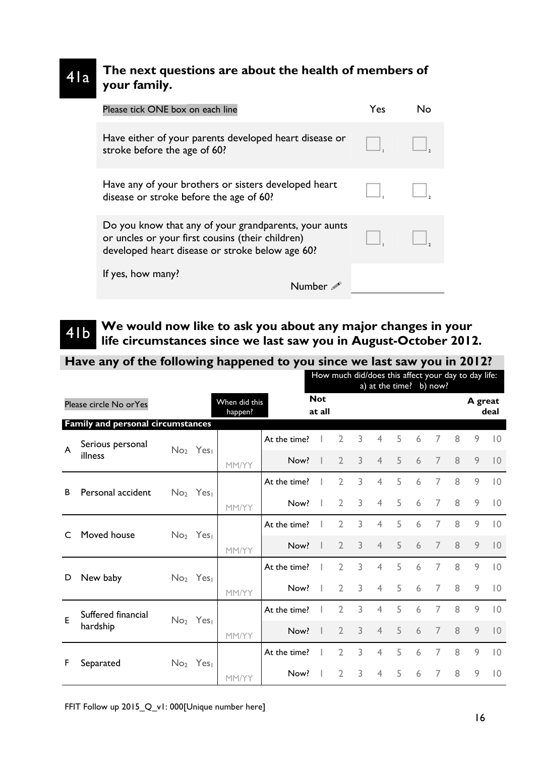## 41a The next questions are about the health of members of your family.

| Please tick ONE box on each line | Yes | No |
|---|---|---|
| Have either of your parents developed heart disease or stroke before the age of 60? | ☐ 1 | ☐ 2 |
| Have any of your brothers or sisters developed heart disease or stroke before the age of 60? | ☐ 1 | ☐ 2 |
| Do you know that any of your grandparents, your aunts or uncles or your first cousins (their children) developed heart disease or stroke below age 60? | ☐ 1 | ☐ 2 |
| If yes, how many? Number ✎ | ________ | |

## 41b We would now like to ask you about any major changes in your life circumstances since we last saw you in August-October 2012.

**Have any of the following happened to you since we last saw you in 2012?**

How much did/does this affect your day to day life: a) at the time? b) now?

| | Please circle No or Yes | | When did this happen? | | Not at all | | | | | | | | | A great deal |
|---|---|---|---|---|---|---|---|---|---|---|---|---|---|---|
| **Family and personal circumstances** | | | | | | | | | | | | | | |
| A | Serious personal illness | No 2 Yes 1 | MM/YY | At the time? | 1 | 2 | 3 | 4 | 5 | 6 | 7 | 8 | 9 | 10 |
| | | | | Now? | 1 | 2 | 3 | 4 | 5 | 6 | 7 | 8 | 9 | 10 |
| B | Personal accident | No 2 Yes 1 | MM/YY | At the time? | 1 | 2 | 3 | 4 | 5 | 6 | 7 | 8 | 9 | 10 |
| | | | | Now? | 1 | 2 | 3 | 4 | 5 | 6 | 7 | 8 | 9 | 10 |
| C | Moved house | No 2 Yes 1 | MM/YY | At the time? | 1 | 2 | 3 | 4 | 5 | 6 | 7 | 8 | 9 | 10 |
| | | | | Now? | 1 | 2 | 3 | 4 | 5 | 6 | 7 | 8 | 9 | 10 |
| D | New baby | No 2 Yes 1 | MM/YY | At the time? | 1 | 2 | 3 | 4 | 5 | 6 | 7 | 8 | 9 | 10 |
| | | | | Now? | 1 | 2 | 3 | 4 | 5 | 6 | 7 | 8 | 9 | 10 |
| E | Suffered financial hardship | No 2 Yes 1 | MM/YY | At the time? | 1 | 2 | 3 | 4 | 5 | 6 | 7 | 8 | 9 | 10 |
| | | | | Now? | 1 | 2 | 3 | 4 | 5 | 6 | 7 | 8 | 9 | 10 |
| F | Separated | No 2 Yes 1 | MM/YY | At the time? | 1 | 2 | 3 | 4 | 5 | 6 | 7 | 8 | 9 | 10 |
| | | | | Now? | 1 | 2 | 3 | 4 | 5 | 6 | 7 | 8 | 9 | 10 |

FFIT Follow up 2015_Q_v1: 000[Unique number here]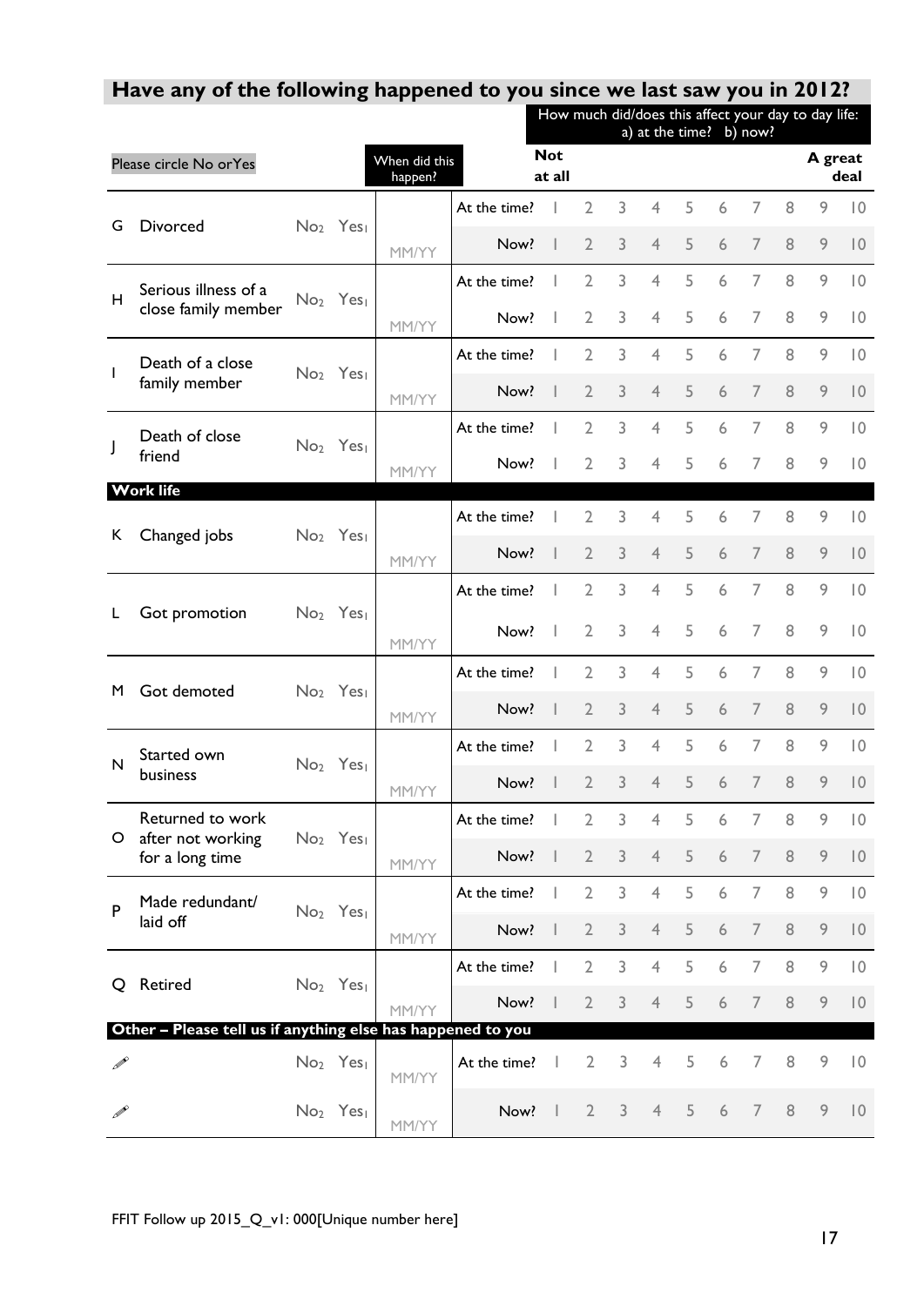## Have any of the following happened to you since we last saw you in 2012?

| Please circle No or Yes | | | When did this happen? | How much did/does this affect your day to day life: a) at the time? b) now? | Not at all | | | | | | | | | A great deal |
|---|---|---|---|---|---|---|---|---|---|---|---|---|---|---|
| G | Divorced | No₂ Yes₁ | MM/YY | At the time? | 1 | 2 | 3 | 4 | 5 | 6 | 7 | 8 | 9 | 10 |
| | | | | Now? | 1 | 2 | 3 | 4 | 5 | 6 | 7 | 8 | 9 | 10 |
| H | Serious illness of a close family member | No₂ Yes₁ | MM/YY | At the time? | 1 | 2 | 3 | 4 | 5 | 6 | 7 | 8 | 9 | 10 |
| | | | | Now? | 1 | 2 | 3 | 4 | 5 | 6 | 7 | 8 | 9 | 10 |
| I | Death of a close family member | No₂ Yes₁ | MM/YY | At the time? | 1 | 2 | 3 | 4 | 5 | 6 | 7 | 8 | 9 | 10 |
| | | | | Now? | 1 | 2 | 3 | 4 | 5 | 6 | 7 | 8 | 9 | 10 |
| J | Death of close friend | No₂ Yes₁ | MM/YY | At the time? | 1 | 2 | 3 | 4 | 5 | 6 | 7 | 8 | 9 | 10 |
| | | | | Now? | 1 | 2 | 3 | 4 | 5 | 6 | 7 | 8 | 9 | 10 |
| **Work life** | | | | | | | | | | | | | | |
| K | Changed jobs | No₂ Yes₁ | MM/YY | At the time? | 1 | 2 | 3 | 4 | 5 | 6 | 7 | 8 | 9 | 10 |
| | | | | Now? | 1 | 2 | 3 | 4 | 5 | 6 | 7 | 8 | 9 | 10 |
| L | Got promotion | No₂ Yes₁ | MM/YY | At the time? | 1 | 2 | 3 | 4 | 5 | 6 | 7 | 8 | 9 | 10 |
| | | | | Now? | 1 | 2 | 3 | 4 | 5 | 6 | 7 | 8 | 9 | 10 |
| M | Got demoted | No₂ Yes₁ | MM/YY | At the time? | 1 | 2 | 3 | 4 | 5 | 6 | 7 | 8 | 9 | 10 |
| | | | | Now? | 1 | 2 | 3 | 4 | 5 | 6 | 7 | 8 | 9 | 10 |
| N | Started own business | No₂ Yes₁ | MM/YY | At the time? | 1 | 2 | 3 | 4 | 5 | 6 | 7 | 8 | 9 | 10 |
| | | | | Now? | 1 | 2 | 3 | 4 | 5 | 6 | 7 | 8 | 9 | 10 |
| O | Returned to work after not working for a long time | No₂ Yes₁ | MM/YY | At the time? | 1 | 2 | 3 | 4 | 5 | 6 | 7 | 8 | 9 | 10 |
| | | | | Now? | 1 | 2 | 3 | 4 | 5 | 6 | 7 | 8 | 9 | 10 |
| P | Made redundant/ laid off | No₂ Yes₁ | MM/YY | At the time? | 1 | 2 | 3 | 4 | 5 | 6 | 7 | 8 | 9 | 10 |
| | | | | Now? | 1 | 2 | 3 | 4 | 5 | 6 | 7 | 8 | 9 | 10 |
| Q | Retired | No₂ Yes₁ | MM/YY | At the time? | 1 | 2 | 3 | 4 | 5 | 6 | 7 | 8 | 9 | 10 |
| | | | | Now? | 1 | 2 | 3 | 4 | 5 | 6 | 7 | 8 | 9 | 10 |
| **Other – Please tell us if anything else has happened to you** | | | | | | | | | | | | | | |
| ✎ | | No₂ Yes₁ | MM/YY | At the time? | 1 | 2 | 3 | 4 | 5 | 6 | 7 | 8 | 9 | 10 |
| ✎ | | No₂ Yes₁ | MM/YY | Now? | 1 | 2 | 3 | 4 | 5 | 6 | 7 | 8 | 9 | 10 |

FFIT Follow up 2015_Q_v1: 000[Unique number here]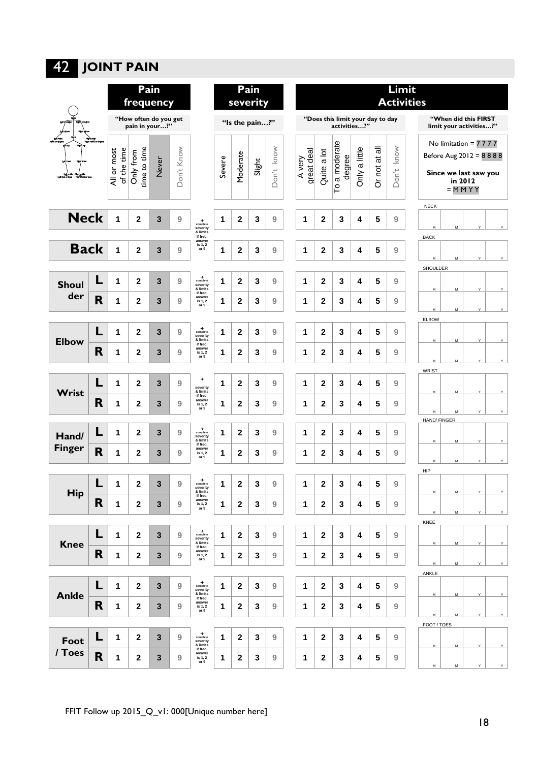## 42 JOINT PAIN

| | | Pain frequency | | | | | Pain severity | | | | Limit Activities | | | | | | |
|---|---|---|---|---|---|---|---|---|---|---|---|---|---|---|---|---|---|
| | | "How often do you get pain in your…?" | | | | | "Is the pain…?" | | | | "Does this limit your day to day activities…?" | | | | | | "When did this FIRST limit your activities…?" |
| | | All or most of the time | Only from time to time | Never | Don't Know | | Severe | Moderate | Slight | Don't know | A very great deal | Quite a lot | To a moderate degree | Only a little | Or not at all | Don't know | No limitation = 7777; Before Aug 2012 = 8888; **Since we last saw you in 2012** = MMYY |
| **Neck** | | 1 | 2 | 3 | 9 | → complete severity & limits if freq. answer is 1, 2 or 9 | 1 | 2 | 3 | 9 | 1 | 2 | 3 | 4 | 5 | 9 | NECK: M M Y Y |
| **Back** | | 1 | 2 | 3 | 9 | | 1 | 2 | 3 | 9 | 1 | 2 | 3 | 4 | 5 | 9 | BACK: M M Y Y |
| **Shoulder** | L | 1 | 2 | 3 | 9 | → complete severity & limits if freq. answer is 1, 2 or 9 | 1 | 2 | 3 | 9 | 1 | 2 | 3 | 4 | 5 | 9 | SHOULDER: M M Y Y |
| | R | 1 | 2 | 3 | 9 | | 1 | 2 | 3 | 9 | 1 | 2 | 3 | 4 | 5 | 9 | M M Y Y |
| **Elbow** | L | 1 | 2 | 3 | 9 | → complete severity & limits if freq. answer is 1, 2 or 9 | 1 | 2 | 3 | 9 | 1 | 2 | 3 | 4 | 5 | 9 | ELBOW: M M Y Y |
| | R | 1 | 2 | 3 | 9 | | 1 | 2 | 3 | 9 | 1 | 2 | 3 | 4 | 5 | 9 | M M Y Y |
| **Wrist** | L | 1 | 2 | 3 | 9 | → severity & limits if freq. answer is 1, 2 or 9 | 1 | 2 | 3 | 9 | 1 | 2 | 3 | 4 | 5 | 9 | WRIST: M M Y Y |
| | R | 1 | 2 | 3 | 9 | | 1 | 2 | 3 | 9 | 1 | 2 | 3 | 4 | 5 | 9 | M M Y Y |
| **Hand/ Finger** | L | 1 | 2 | 3 | 9 | → complete severity & limits if freq. answer is 1, 2 or 9 | 1 | 2 | 3 | 9 | 1 | 2 | 3 | 4 | 5 | 9 | HAND/ FINGER: M M Y Y |
| | R | 1 | 2 | 3 | 9 | | 1 | 2 | 3 | 9 | 1 | 2 | 3 | 4 | 5 | 9 | M M Y Y |
| **Hip** | L | 1 | 2 | 3 | 9 | → complete severity & limits if freq. answer is 1, 2 or 9 | 1 | 2 | 3 | 9 | 1 | 2 | 3 | 4 | 5 | 9 | HIP: M M Y Y |
| | R | 1 | 2 | 3 | 9 | | 1 | 2 | 3 | 9 | 1 | 2 | 3 | 4 | 5 | 9 | M M Y Y |
| **Knee** | L | 1 | 2 | 3 | 9 | → complete severity & limits if freq. answer is 1, 2 or 9 | 1 | 2 | 3 | 9 | 1 | 2 | 3 | 4 | 5 | 9 | KNEE: M M Y Y |
| | R | 1 | 2 | 3 | 9 | | 1 | 2 | 3 | 9 | 1 | 2 | 3 | 4 | 5 | 9 | M M Y Y |
| **Ankle** | L | 1 | 2 | 3 | 9 | → complete severity & limits if freq. answer is 1, 2 or 9 | 1 | 2 | 3 | 9 | 1 | 2 | 3 | 4 | 5 | 9 | ANKLE: M M Y Y |
| | R | 1 | 2 | 3 | 9 | | 1 | 2 | 3 | 9 | 1 | 2 | 3 | 4 | 5 | 9 | M M Y Y |
| **Foot / Toes** | L | 1 | 2 | 3 | 9 | → complete severity & limits if freq. answer is 1, 2 or 9 | 1 | 2 | 3 | 9 | 1 | 2 | 3 | 4 | 5 | 9 | FOOT / TOES: M M Y Y |
| | R | 1 | 2 | 3 | 9 | | 1 | 2 | 3 | 9 | 1 | 2 | 3 | 4 | 5 | 9 | M M Y Y |

FFIT Follow up 2015_Q_v1: 000[Unique number here]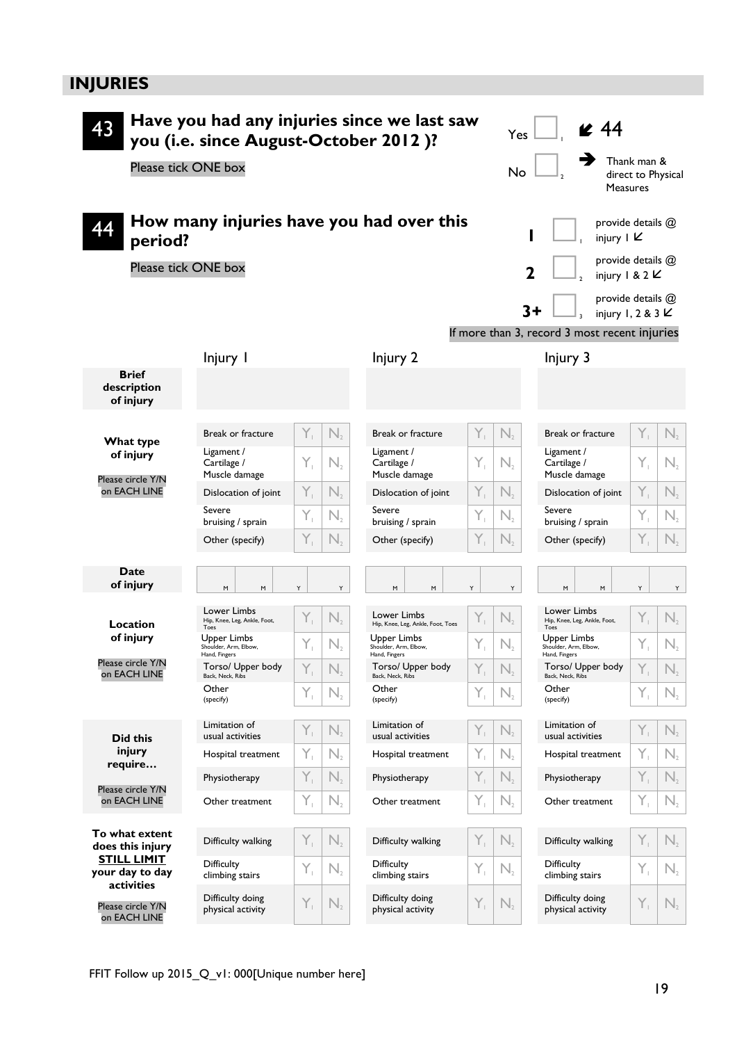## INJURIES

**43** **Have you had any injuries since we last saw you (i.e. since August-October 2012 )?**

Please tick ONE box

| | | |
|---|---|---|
| Yes | ☐ 1 | ➘ 44 |
| No | ☐ 2 | ➔ Thank man & direct to Physical Measures |

**44** **How many injuries have you had over this period?**

Please tick ONE box

| | | |
|---|---|---|
| **1** | ☐ 1 | provide details @ injury 1 ➘ |
| **2** | ☐ 2 | provide details @ injury 1 & 2 ➘ |
| **3+** | ☐ 3 | provide details @ injury 1, 2 & 3 ➘ |

If more than 3, record 3 most recent injuries

| | Injury 1 | | | Injury 2 | | | Injury 3 | | |
|---|---|---|---|---|---|---|---|---|---|
| **Brief description of injury** | | | | | | | | | |
| **What type of injury** Please circle Y/N on EACH LINE | Break or fracture | Y1 | N2 | Break or fracture | Y1 | N2 | Break or fracture | Y1 | N2 |
| | Ligament / Cartilage / Muscle damage | Y1 | N2 | Ligament / Cartilage / Muscle damage | Y1 | N2 | Ligament / Cartilage / Muscle damage | Y1 | N2 |
| | Dislocation of joint | Y1 | N2 | Dislocation of joint | Y1 | N2 | Dislocation of joint | Y1 | N2 |
| | Severe bruising / sprain | Y1 | N2 | Severe bruising / sprain | Y1 | N2 | Severe bruising / sprain | Y1 | N2 |
| | Other (specify) | Y1 | N2 | Other (specify) | Y1 | N2 | Other (specify) | Y1 | N2 |
| **Date of injury** | M M Y Y | | | M M Y Y | | | M M Y Y | | |
| **Location of injury** Please circle Y/N on EACH LINE | Lower Limbs Hip, Knee, Leg, Ankle, Foot, Toes | Y1 | N2 | Lower Limbs Hip, Knee, Leg, Ankle, Foot, Toes | Y1 | N2 | Lower Limbs Hip, Knee, Leg, Ankle, Foot, Toes | Y1 | N2 |
| | Upper Limbs Shoulder, Arm, Elbow, Hand, Fingers | Y1 | N2 | Upper Limbs Shoulder, Arm, Elbow, Hand, Fingers | Y1 | N2 | Upper Limbs Shoulder, Arm, Elbow, Hand, Fingers | Y1 | N2 |
| | Torso/ Upper body Back, Neck, Ribs | Y1 | N2 | Torso/ Upper body Back, Neck, Ribs | Y1 | N2 | Torso/ Upper body Back, Neck, Ribs | Y1 | N2 |
| | Other (specify) | Y1 | N2 | Other (specify) | Y1 | N2 | Other (specify) | Y1 | N2 |
| **Did this injury require…** Please circle Y/N on EACH LINE | Limitation of usual activities | Y1 | N2 | Limitation of usual activities | Y1 | N2 | Limitation of usual activities | Y1 | N2 |
| | Hospital treatment | Y1 | N2 | Hospital treatment | Y1 | N2 | Hospital treatment | Y1 | N2 |
| | Physiotherapy | Y1 | N2 | Physiotherapy | Y1 | N2 | Physiotherapy | Y1 | N2 |
| | Other treatment | Y1 | N2 | Other treatment | Y1 | N2 | Other treatment | Y1 | N2 |
| **To what extent does this injury STILL LIMIT your day to day activities** Please circle Y/N on EACH LINE | Difficulty walking | Y1 | N2 | Difficulty walking | Y1 | N2 | Difficulty walking | Y1 | N2 |
| | Difficulty climbing stairs | Y1 | N2 | Difficulty climbing stairs | Y1 | N2 | Difficulty climbing stairs | Y1 | N2 |
| | Difficulty doing physical activity | Y1 | N2 | Difficulty doing physical activity | Y1 | N2 | Difficulty doing physical activity | Y1 | N2 |

FFIT Follow up 2015_Q_v1: 000[Unique number here]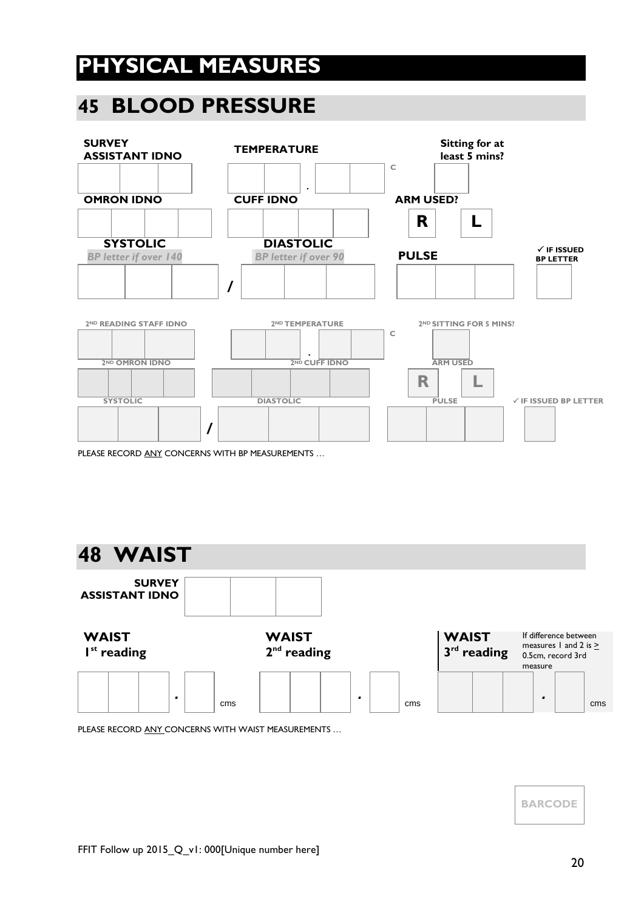# PHYSICAL MEASURES

## 45 BLOOD PRESSURE

| SURVEY ASSISTANT IDNO | TEMPERATURE | Sitting for at least 5 mins? |
|---|---|---|
| | . C | |

| OMRON IDNO | CUFF IDNO | ARM USED? |
|---|---|---|
| | | R L |

| SYSTOLIC *BP letter if over 140* | | DIASTOLIC *BP letter if over 90* | PULSE | ✓ IF ISSUED BP LETTER |
|---|---|---|---|---|
| | / | | | |

| 2ND READING STAFF IDNO | 2ND TEMPERATURE | 2ND SITTING FOR 5 MINS? |
|---|---|---|
| | . C | |

| 2ND OMRON IDNO | 2ND CUFF IDNO | ARM USED |
|---|---|---|
| | | R L |

| SYSTOLIC | | DIASTOLIC | PULSE | ✓ IF ISSUED BP LETTER |
|---|---|---|---|---|
| | / | | | |

PLEASE RECORD ANY CONCERNS WITH BP MEASUREMENTS …

## 48 WAIST

**SURVEY ASSISTANT IDNO**

| WAIST 1st reading | WAIST 2nd reading | WAIST 3rd reading (If difference between measures 1 and 2 is ≥ 0.5cm, record 3rd measure) |
|---|---|---|
| . cms | . cms | . cms |

PLEASE RECORD ANY CONCERNS WITH WAIST MEASUREMENTS …

BARCODE

FFIT Follow up 2015_Q_v1: 000[Unique number here]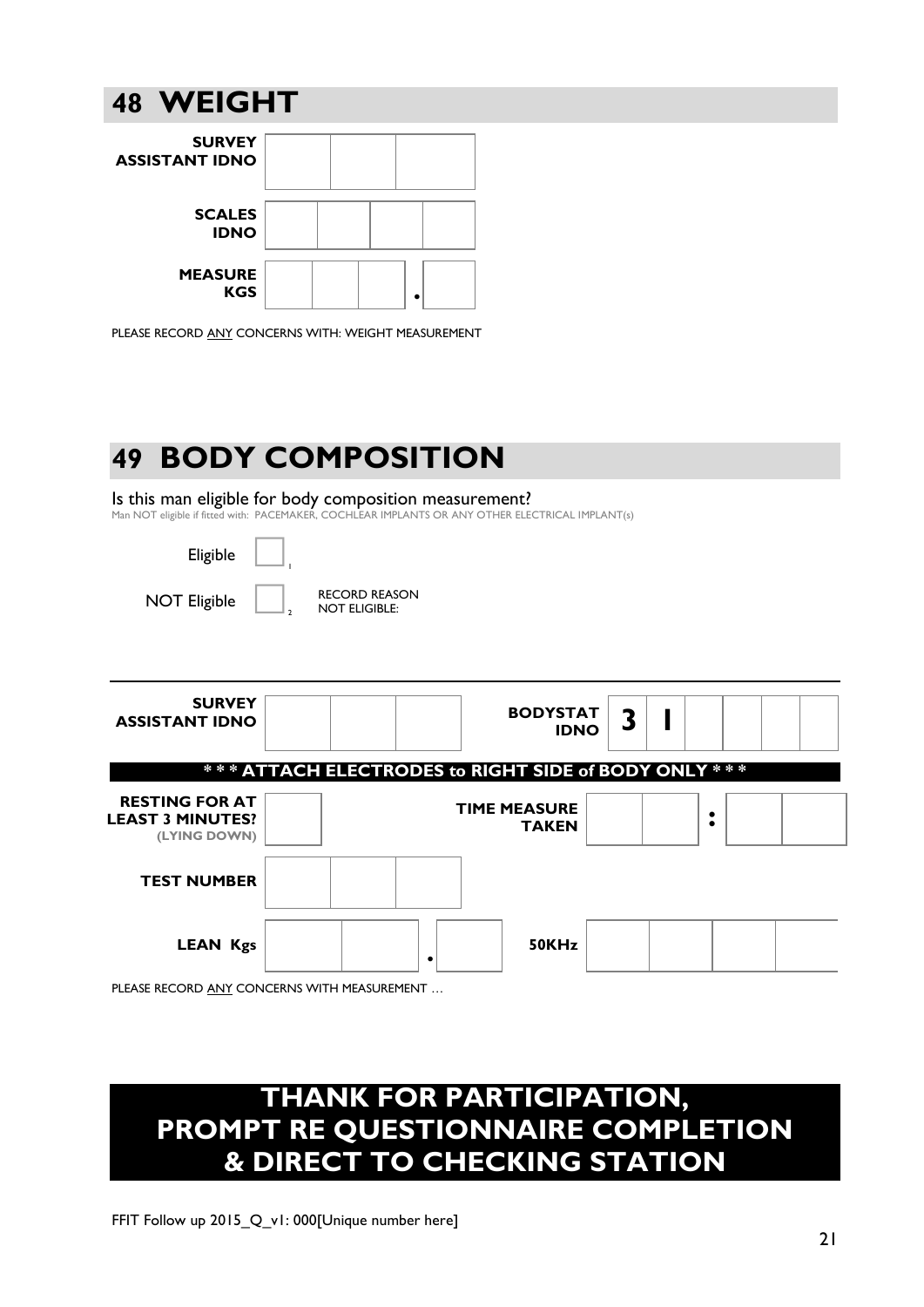# 48 WEIGHT

| | | | | |
|---|---|---|---|---|
| **SURVEY ASSISTANT IDNO** | | | | |
| **SCALES IDNO** | | | | |
| **MEASURE KGS** | | | | . |

PLEASE RECORD ANY CONCERNS WITH: WEIGHT MEASUREMENT

# 49 BODY COMPOSITION

Is this man eligible for body composition measurement?

Man NOT eligible if fitted with: PACEMAKER, COCHLEAR IMPLANTS OR ANY OTHER ELECTRICAL IMPLANT(s)

- Eligible ☐ 1
- NOT Eligible ☐ 2 RECORD REASON NOT ELIGIBLE:

| | | | | |
|---|---|---|---|---|
| **SURVEY ASSISTANT IDNO** | | | **BODYSTAT IDNO** | **3** **1** |

**\* \* \* ATTACH ELECTRODES to RIGHT SIDE of BODY ONLY \* \* \***

| | | | |
|---|---|---|---|
| **RESTING FOR AT LEAST 3 MINUTES? (LYING DOWN)** | | **TIME MEASURE TAKEN** | : |
| **TEST NUMBER** | | | |
| **LEAN Kgs** | . | **50KHz** | |

PLEASE RECORD ANY CONCERNS WITH MEASUREMENT …

## THANK FOR PARTICIPATION, PROMPT RE QUESTIONNAIRE COMPLETION & DIRECT TO CHECKING STATION

FFIT Follow up 2015_Q_v1: 000[Unique number here]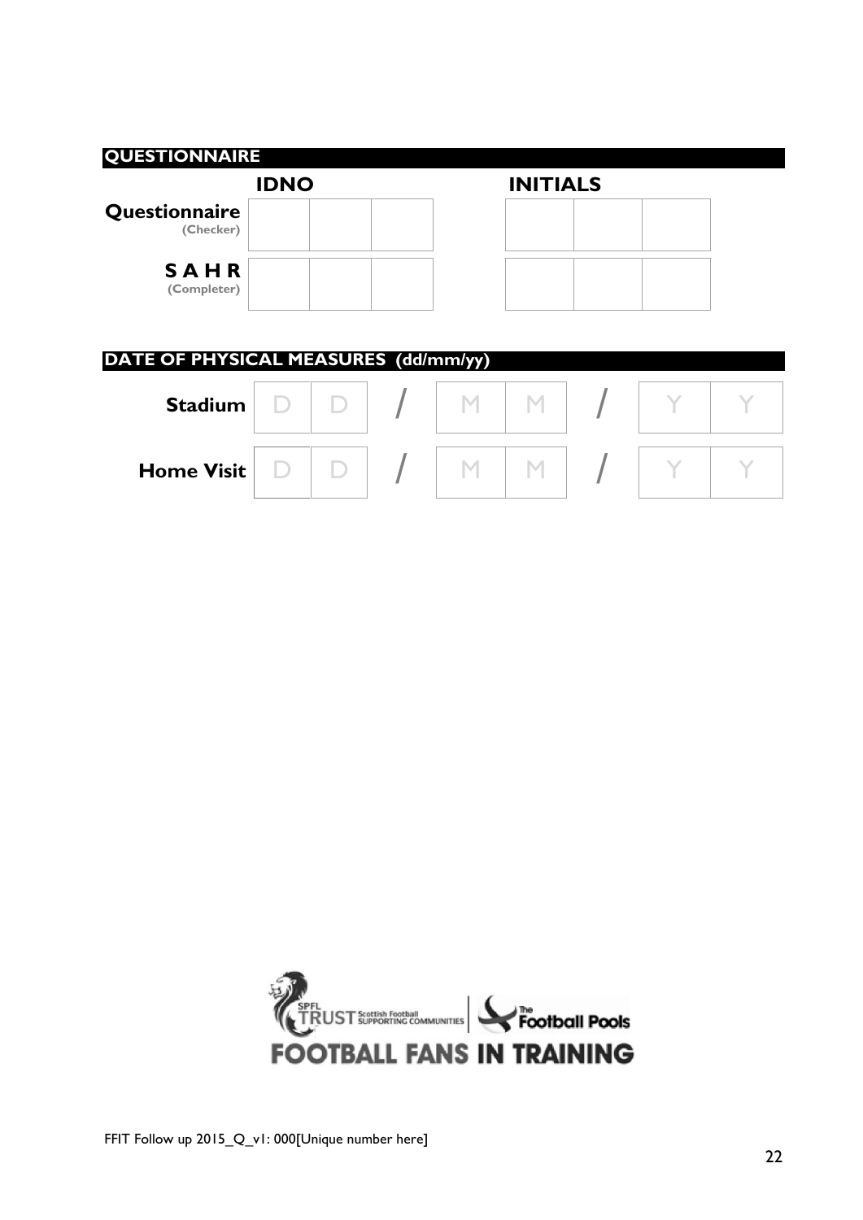## QUESTIONNAIRE

| | IDNO | | | INITIALS | | |
|---|---|---|---|---|---|---|
| **Questionnaire** (Checker) | | | | | | |
| **S A H R** (Completer) | | | | | | |

## DATE OF PHYSICAL MEASURES (dd/mm/yy)

| | | | | | | | | |
|---|---|---|---|---|---|---|---|---|
| **Stadium** | D | D | / | M | M | / | Y | Y |
| **Home Visit** | D | D | / | M | M | / | Y | Y |

SPFL TRUST Scottish Football SUPPORTING COMMUNITIES | The Football Pools

FOOTBALL FANS IN TRAINING

FFIT Follow up 2015_Q_v1: 000[Unique number here]